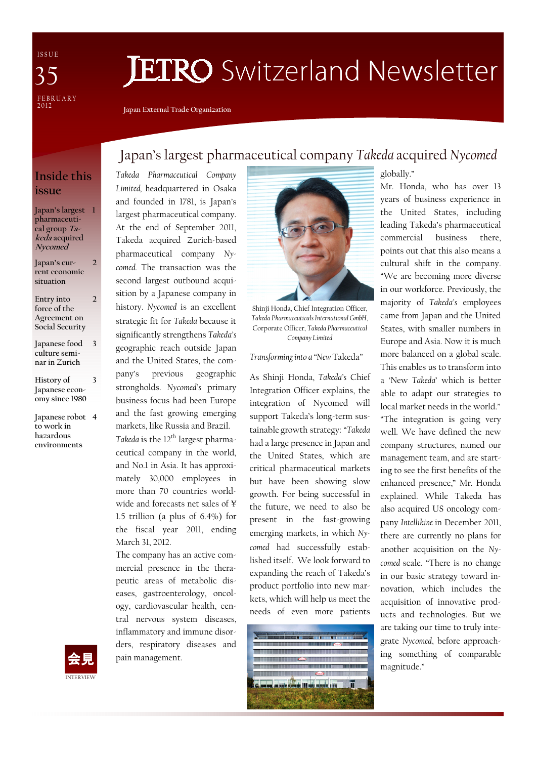ISSUE 35

FEBRUARY 2012

# JETRO Switzerland Newsletter

Japan External Trade Organization

## Inside this issue

- Japan's largest pharmaceutical group *Takeda* acquired *Nycomed* — 1
- Japan's current economic situation — 2
- Entry into force of the Agreement on Social Security — 2
- Japanese food culture seminar in Zurich — 3
- History of Japanese economy since 1980 — 3
- Japanese robot to work in hazardous environments — 4

会見

INTERVIEW

## Japan's largest pharmaceutical company *Takeda* acquired *Nycomed*

*Takeda Pharmaceutical Company Limited*, headquartered in Osaka and founded in 1781, is Japan's largest pharmaceutical company. At the end of September 2011, Takeda acquired Zurich-based pharmaceutical company *Nycomed*. The transaction was the second largest outbound acquisition by a Japanese company in history. *Nycomed* is an excellent strategic fit for *Takeda* because it significantly strengthens *Takeda's* geographic reach outside Japan and the United States, the company's previous geographic strongholds. *Nycomed's* primary business focus had been Europe and the fast growing emerging markets, like Russia and Brazil.

*Takeda* is the 12th largest pharmaceutical company in the world, and No.1 in Asia. It has approximately 30,000 employees in more than 70 countries worldwide and forecasts net sales of ¥ 1.5 trillion (a plus of 6.4%) for the fiscal year 2011, ending March 31, 2012.

The company has an active commercial presence in the therapeutic areas of metabolic diseases, gastroenterology, oncology, cardiovascular health, central nervous system diseases, inflammatory and immune disorders, respiratory diseases and pain management.

Shinji Honda, Chief Integration Officer, *Takeda Pharmaceuticals International GmbH*, Corporate Officer, *Takeda Pharmaceutical Company Limited*

*Transforming into a "New* Takeda"

As Shinji Honda, *Takeda's* Chief Integration Officer explains, the integration of Nycomed will support Takeda's long-term sustainable growth strategy: "*Takeda* had a large presence in Japan and the United States, which are critical pharmaceutical markets but have been showing slow growth. For being successful in the future, we need to also be present in the fast-growing emerging markets, in which *Nycomed* had successfully established itself. We look forward to expanding the reach of Takeda's product portfolio into new markets, which will help us meet the needs of even more patients globally."

Mr. Honda, who has over 13 years of business experience in the United States, including leading Takeda's pharmaceutical commercial business there, points out that this also means a cultural shift in the company. "We are becoming more diverse in our workforce. Previously, the majority of *Takeda's* employees came from Japan and the United States, with smaller numbers in Europe and Asia. Now it is much more balanced on a global scale. This enables us to transform into a 'New *Takeda*' which is better able to adapt our strategies to local market needs in the world."

"The integration is going very well. We have defined the new company structures, named our management team, and are starting to see the first benefits of the enhanced presence," Mr. Honda explained. While Takeda has also acquired US oncology company *Intellikine* in December 2011, there are currently no plans for another acquisition on the *Nycomed* scale. "There is no change in our basic strategy toward innovation, which includes the acquisition of innovative products and technologies. But we are taking our time to truly integrate *Nycomed*, before approaching something of comparable magnitude."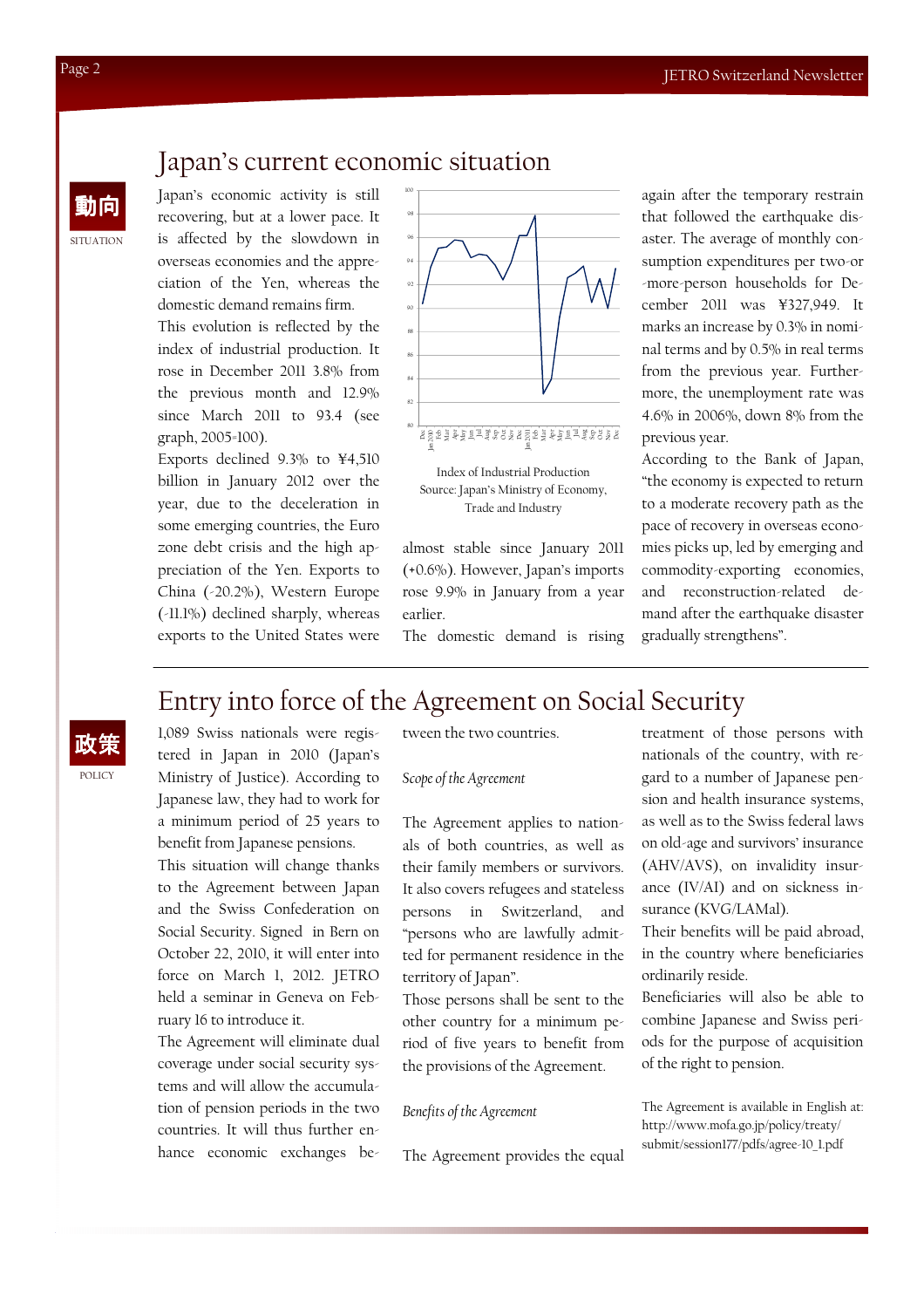## Japan's current economic situation

動向
SITUATION

Japan's economic activity is still recovering, but at a lower pace. It is affected by the slowdown in overseas economies and the appreciation of the Yen, whereas the domestic demand remains firm.

This evolution is reflected by the index of industrial production. It rose in December 2011 3.8% from the previous month and 12.9% since March 2011 to 93.4 (see graph, 2005=100).

Exports declined 9.3% to ¥4,510 billion in January 2012 over the year, due to the deceleration in some emerging countries, the Euro zone debt crisis and the high appreciation of the Yen. Exports to China (-20.2%), Western Europe (-11.1%) declined sharply, whereas exports to the United States were almost stable since January 2011 (+0.6%). However, Japan's imports rose 9.9% in January from a year earlier.

Index of Industrial Production
Source: Japan's Ministry of Economy, Trade and Industry

The domestic demand is rising again after the temporary restrain that followed the earthquake disaster. The average of monthly consumption expenditures per two-or-more-person households for December 2011 was ¥327,949. It marks an increase by 0.3% in nominal terms and by 0.5% in real terms from the previous year. Furthermore, the unemployment rate was 4.6% in 2006%, down 8% from the previous year.

According to the Bank of Japan, "the economy is expected to return to a moderate recovery path as the pace of recovery in overseas economies picks up, led by emerging and commodity-exporting economies, and reconstruction-related demand after the earthquake disaster gradually strengthens".

## Entry into force of the Agreement on Social Security

政策
POLICY

1,089 Swiss nationals were registered in Japan in 2010 (Japan's Ministry of Justice). According to Japanese law, they had to work for a minimum period of 25 years to benefit from Japanese pensions.

This situation will change thanks to the Agreement between Japan and the Swiss Confederation on Social Security. Signed in Bern on October 22, 2010, it will enter into force on March 1, 2012. JETRO held a seminar in Geneva on February 16 to introduce it.

The Agreement will eliminate dual coverage under social security systems and will allow the accumulation of pension periods in the two countries. It will thus further enhance economic exchanges between the two countries.

*Scope of the Agreement*

The Agreement applies to nationals of both countries, as well as their family members or survivors. It also covers refugees and stateless persons in Switzerland, and "persons who are lawfully admitted for permanent residence in the territory of Japan".

Those persons shall be sent to the other country for a minimum period of five years to benefit from the provisions of the Agreement.

*Benefits of the Agreement*

The Agreement provides the equal treatment of those persons with nationals of the country, with regard to a number of Japanese pension and health insurance systems, as well as to the Swiss federal laws on old-age and survivors' insurance (AHV/AVS), on invalidity insurance (IV/AI) and on sickness insurance (KVG/LAMal).

Their benefits will be paid abroad, in the country where beneficiaries ordinarily reside.

Beneficiaries will also be able to combine Japanese and Swiss periods for the purpose of acquisition of the right to pension.

The Agreement is available in English at: http://www.mofa.go.jp/policy/treaty/submit/session177/pdfs/agree-10_1.pdf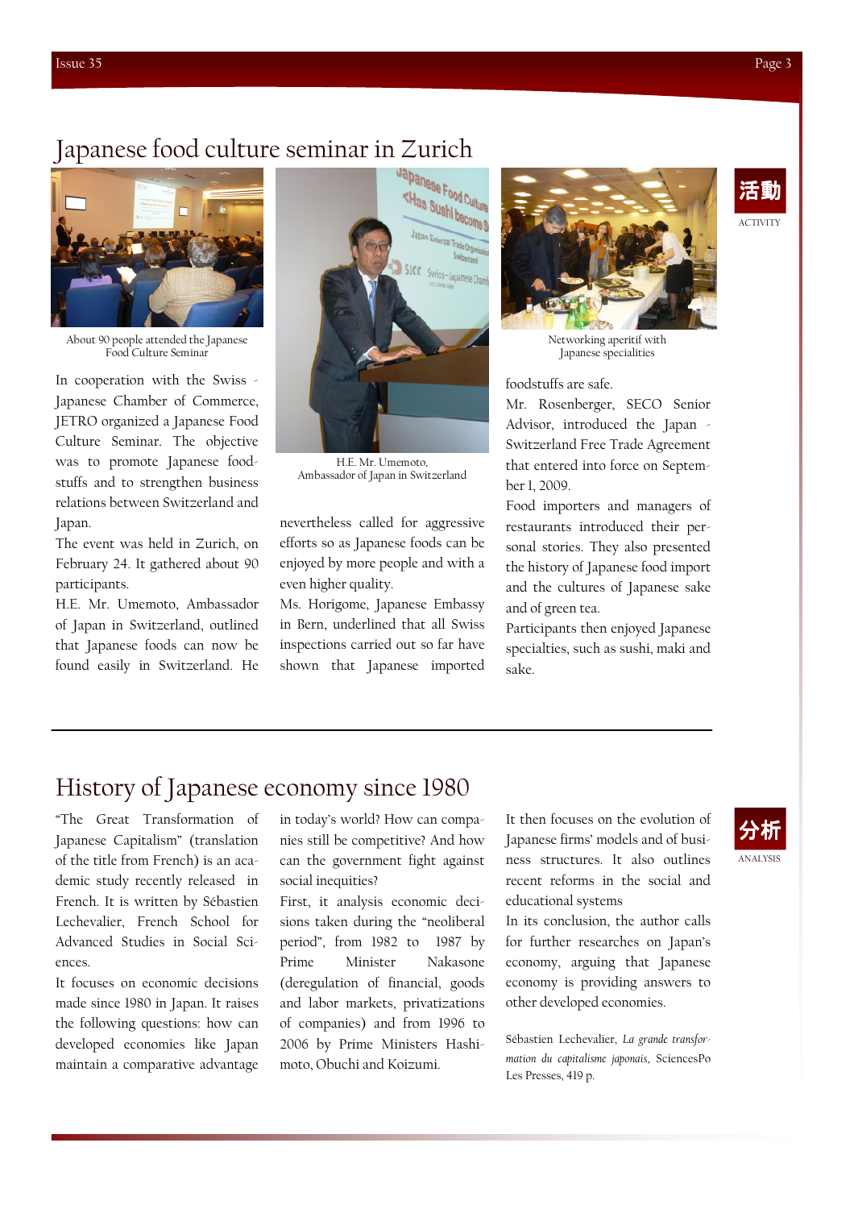# Japanese food culture seminar in Zurich

活動
ACTIVITY

About 90 people attended the Japanese Food Culture Seminar

H.E. Mr. Umemoto, Ambassador of Japan in Switzerland

Networking aperitif with Japanese specialities

In cooperation with the Swiss - Japanese Chamber of Commerce, JETRO organized a Japanese Food Culture Seminar. The objective was to promote Japanese foodstuffs and to strengthen business relations between Switzerland and Japan.

The event was held in Zurich, on February 24. It gathered about 90 participants.

H.E. Mr. Umemoto, Ambassador of Japan in Switzerland, outlined that Japanese foods can now be found easily in Switzerland. He nevertheless called for aggressive efforts so as Japanese foods can be enjoyed by more people and with a even higher quality.

Ms. Horigome, Japanese Embassy in Bern, underlined that all Swiss inspections carried out so far have shown that Japanese imported foodstuffs are safe.

Mr. Rosenberger, SECO Senior Advisor, introduced the Japan - Switzerland Free Trade Agreement that entered into force on September 1, 2009.

Food importers and managers of restaurants introduced their personal stories. They also presented the history of Japanese food import and the cultures of Japanese sake and of green tea.

Participants then enjoyed Japanese specialties, such as sushi, maki and sake.

# History of Japanese economy since 1980

分析
ANALYSIS

"The Great Transformation of Japanese Capitalism" (translation of the title from French) is an academic study recently released in French. It is written by Sébastien Lechevalier, French School for Advanced Studies in Social Sciences.

It focuses on economic decisions made since 1980 in Japan. It raises the following questions: how can developed economies like Japan maintain a comparative advantage in today's world? How can companies still be competitive? And how can the government fight against social inequities?

First, it analysis economic decisions taken during the "neoliberal period", from 1982 to 1987 by Prime Minister Nakasone (deregulation of financial, goods and labor markets, privatizations of companies) and from 1996 to 2006 by Prime Ministers Hashimoto, Obuchi and Koizumi.

It then focuses on the evolution of Japanese firms' models and of business structures. It also outlines recent reforms in the social and educational systems

In its conclusion, the author calls for further researches on Japan's economy, arguing that Japanese economy is providing answers to other developed economies.

Sébastien Lechevalier, *La grande transformation du capitalisme japonais*, SciencesPo Les Presses, 419 p.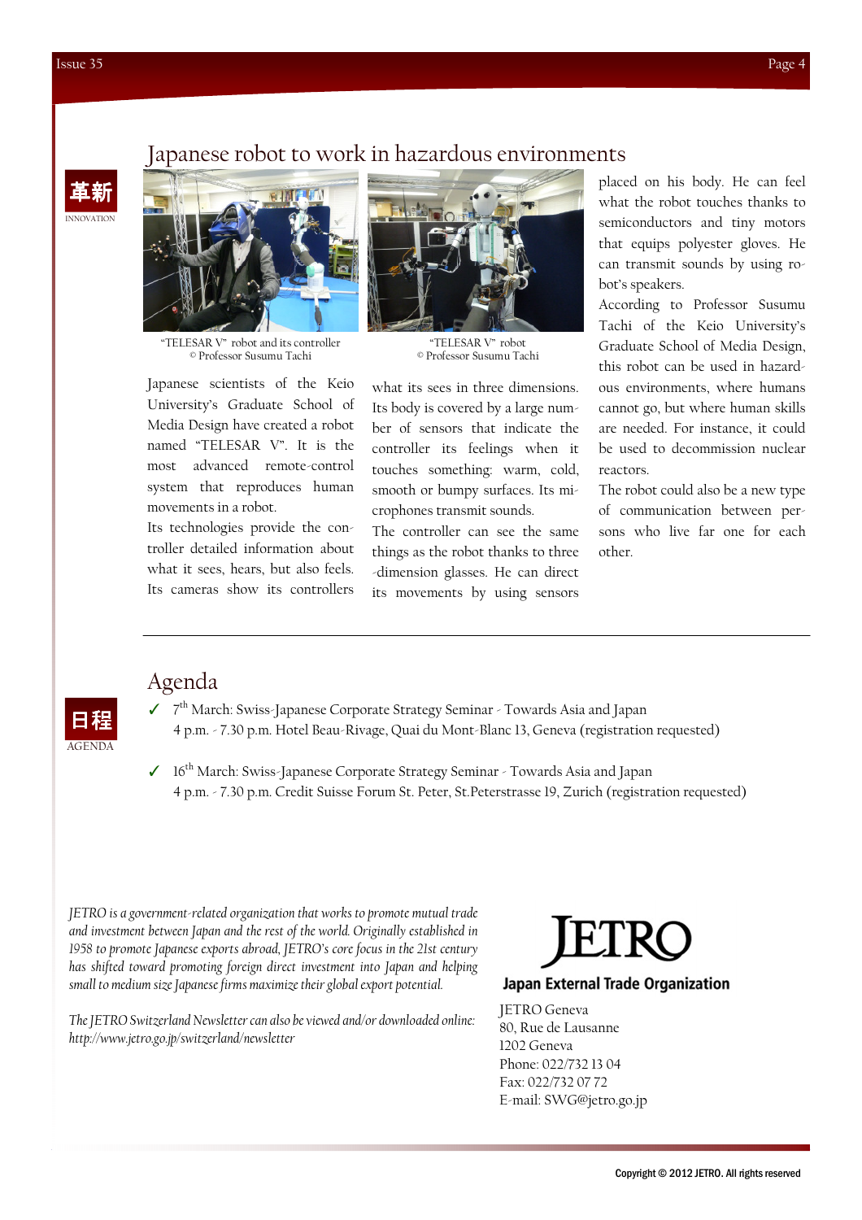革新
INNOVATION

## Japanese robot to work in hazardous environments

"TELESAR V" robot and its controller
© Professor Susumu Tachi

"TELESAR V" robot
© Professor Susumu Tachi

Japanese scientists of the Keio University's Graduate School of Media Design have created a robot named "TELESAR V". It is the most advanced remote-control system that reproduces human movements in a robot.

Its technologies provide the controller detailed information about what it sees, hears, but also feels. Its cameras show its controllers what its sees in three dimensions. Its body is covered by a large number of sensors that indicate the controller its feelings when it touches something: warm, cold, smooth or bumpy surfaces. Its microphones transmit sounds.

The controller can see the same things as the robot thanks to three-dimension glasses. He can direct its movements by using sensors placed on his body. He can feel what the robot touches thanks to semiconductors and tiny motors that equips polyester gloves. He can transmit sounds by using robot's speakers.

According to Professor Susumu Tachi of the Keio University's Graduate School of Media Design, this robot can be used in hazardous environments, where humans cannot go, but where human skills are needed. For instance, it could be used to decommission nuclear reactors.

The robot could also be a new type of communication between persons who live far one for each other.

日程
AGENDA

## Agenda

- ✓ 7th March: Swiss-Japanese Corporate Strategy Seminar - Towards Asia and Japan
  4 p.m. - 7.30 p.m. Hotel Beau-Rivage, Quai du Mont-Blanc 13, Geneva (registration requested)

- ✓ 16th March: Swiss-Japanese Corporate Strategy Seminar - Towards Asia and Japan
  4 p.m. - 7.30 p.m. Credit Suisse Forum St. Peter, St.Peterstrasse 19, Zurich (registration requested)

*JETRO is a government-related organization that works to promote mutual trade and investment between Japan and the rest of the world. Originally established in 1958 to promote Japanese exports abroad, JETRO's core focus in the 21st century has shifted toward promoting foreign direct investment into Japan and helping small to medium size Japanese firms maximize their global export potential.*

*The JETRO Switzerland Newsletter can also be viewed and/or downloaded online: http://www.jetro.go.jp/switzerland/newsletter*

JETRO
**Japan External Trade Organization**

JETRO Geneva
80, Rue de Lausanne
1202 Geneva
Phone: 022/732 13 04
Fax: 022/732 07 72
E-mail: SWG@jetro.go.jp

Copyright © 2012 JETRO. All rights reserved